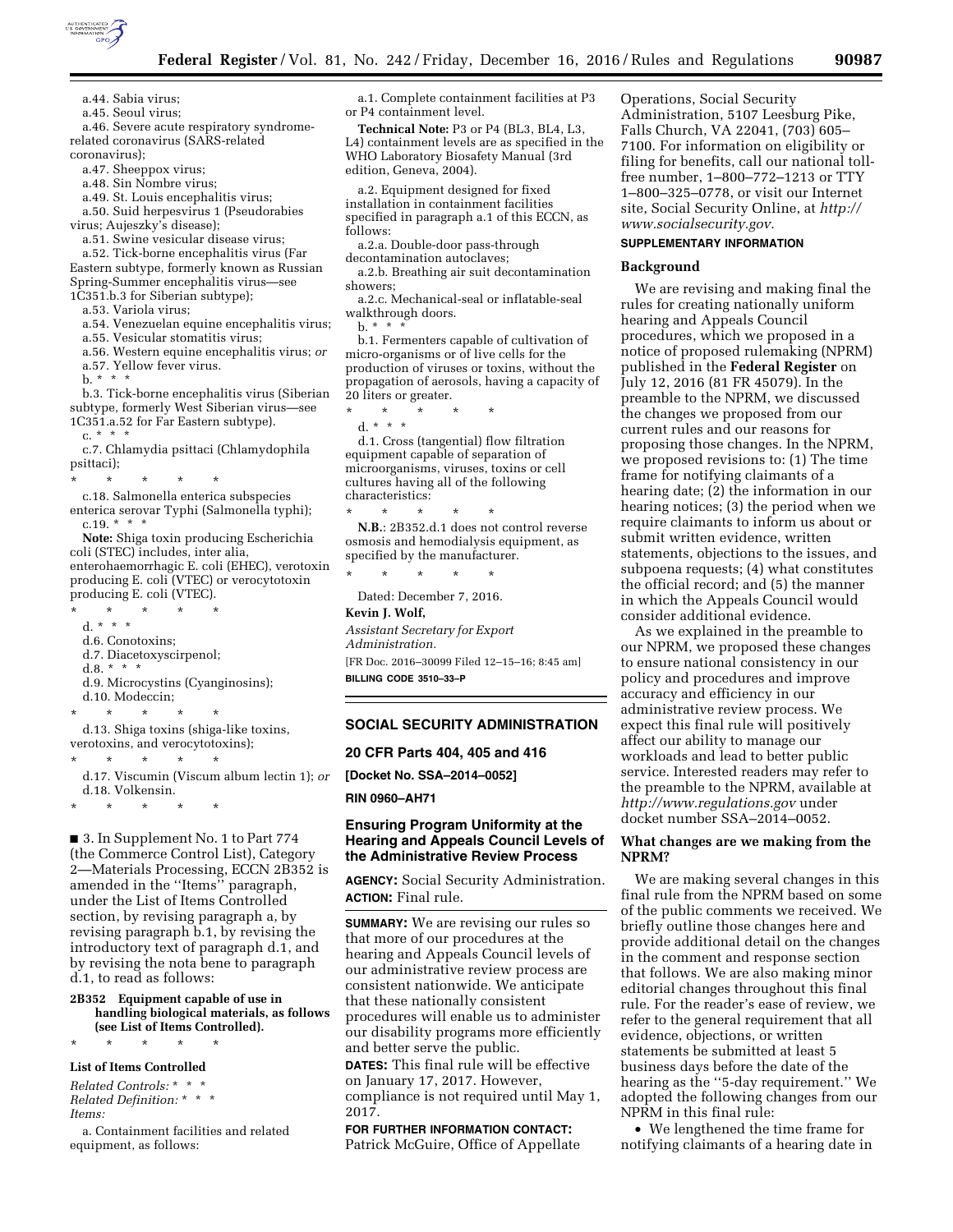a.44. Sabia virus;

a.45. Seoul virus;

a.46. Severe acute respiratory syndrome-related coronavirus (SARS-related coronavirus);

a.47. Sheeppox virus;

a.48. Sin Nombre virus;

a.49. St. Louis encephalitis virus;

a.50. Suid herpesvirus 1 (Pseudorabies virus; Aujeszky's disease);

a.51. Swine vesicular disease virus;

a.52. Tick-borne encephalitis virus (Far Eastern subtype, formerly known as Russian Spring-Summer encephalitis virus—see 1C351.b.3 for Siberian subtype);

a.53. Variola virus;

a.54. Venezuelan equine encephalitis virus;

a.55. Vesicular stomatitis virus;

a.56. Western equine encephalitis virus; *or*

a.57. Yellow fever virus.

b. * * *

b.3. Tick-borne encephalitis virus (Siberian subtype, formerly West Siberian virus—see 1C351.a.52 for Far Eastern subtype).

c. * * *

c.7. Chlamydia psittaci (Chlamydophila psittaci);

\* \* \* \* \*

c.18. Salmonella enterica subspecies enterica serovar Typhi (Salmonella typhi);

c.19. * * *

**Note:** Shiga toxin producing Escherichia coli (STEC) includes, inter alia, enterohaemorrhagic E. coli (EHEC), verotoxin producing E. coli (VTEC) or verocytotoxin producing E. coli (VTEC).

\* \* \* \* \*

d. * * *

d.6. Conotoxins;

d.7. Diacetoxyscirpenol;

d.8. * * *

d.9. Microcystins (Cyanginosins);

d.10. Modeccin;

\* \* \* \* \*

d.13. Shiga toxins (shiga-like toxins, verotoxins, and verocytotoxins);

\* \* \* \* \*

d.17. Viscumin (Viscum album lectin 1); *or*

d.18. Volkensin.

\* \* \* \* \*

■ 3. In Supplement No. 1 to Part 774 (the Commerce Control List), Category 2—Materials Processing, ECCN 2B352 is amended in the "Items" paragraph, under the List of Items Controlled section, by revising paragraph a, by revising paragraph b.1, by revising the introductory text of paragraph d.1, and by revising the nota bene to paragraph d.1, to read as follows:

**2B352 Equipment capable of use in handling biological materials, as follows (see List of Items Controlled).**

\* \* \* \* \*

**List of Items Controlled**

*Related Controls:* * * *
*Related Definition:* * * *
*Items:*

a. Containment facilities and related equipment, as follows:

a.1. Complete containment facilities at P3 or P4 containment level.

**Technical Note:** P3 or P4 (BL3, BL4, L3, L4) containment levels are as specified in the WHO Laboratory Biosafety Manual (3rd edition, Geneva, 2004).

a.2. Equipment designed for fixed installation in containment facilities specified in paragraph a.1 of this ECCN, as follows:

a.2.a. Double-door pass-through decontamination autoclaves;

a.2.b. Breathing air suit decontamination showers;

a.2.c. Mechanical-seal or inflatable-seal walkthrough doors.

b. * * *

b.1. Fermenters capable of cultivation of micro-organisms or of live cells for the production of viruses or toxins, without the propagation of aerosols, having a capacity of 20 liters or greater.

\* \* \* \* \*

d. * * *

d.1. Cross (tangential) flow filtration equipment capable of separation of microorganisms, viruses, toxins or cell cultures having all of the following characteristics:

\* \* \* \* \*

**N.B.**: 2B352.d.1 does not control reverse osmosis and hemodialysis equipment, as specified by the manufacturer.

\* \* \* \* \*

Dated: December 7, 2016.

**Kevin J. Wolf,**

*Assistant Secretary for Export Administration.*

[FR Doc. 2016–30099 Filed 12–15–16; 8:45 am]

**BILLING CODE 3510–33–P**

---

## SOCIAL SECURITY ADMINISTRATION

### 20 CFR Parts 404, 405 and 416

**[Docket No. SSA–2014–0052]**

**RIN 0960–AH71**

## Ensuring Program Uniformity at the Hearing and Appeals Council Levels of the Administrative Review Process

**AGENCY:** Social Security Administration.

**ACTION:** Final rule.

**SUMMARY:** We are revising our rules so that more of our procedures at the hearing and Appeals Council levels of our administrative review process are consistent nationwide. We anticipate that these nationally consistent procedures will enable us to administer our disability programs more efficiently and better serve the public.

**DATES:** This final rule will be effective on January 17, 2017. However, compliance is not required until May 1, 2017.

**FOR FURTHER INFORMATION CONTACT:** Patrick McGuire, Office of Appellate Operations, Social Security Administration, 5107 Leesburg Pike, Falls Church, VA 22041, (703) 605–7100. For information on eligibility or filing for benefits, call our national toll-free number, 1–800–772–1213 or TTY 1–800–325–0778, or visit our Internet site, Social Security Online, at *http://www.socialsecurity.gov.*

**SUPPLEMENTARY INFORMATION**

### Background

We are revising and making final the rules for creating nationally uniform hearing and Appeals Council procedures, which we proposed in a notice of proposed rulemaking (NPRM) published in the **Federal Register** on July 12, 2016 (81 FR 45079). In the preamble to the NPRM, we discussed the changes we proposed from our current rules and our reasons for proposing those changes. In the NPRM, we proposed revisions to: (1) The time frame for notifying claimants of a hearing date; (2) the information in our hearing notices; (3) the period when we require claimants to inform us about or submit written evidence, written statements, objections to the issues, and subpoena requests; (4) what constitutes the official record; and (5) the manner in which the Appeals Council would consider additional evidence.

As we explained in the preamble to our NPRM, we proposed these changes to ensure national consistency in our policy and procedures and improve accuracy and efficiency in our administrative review process. We expect this final rule will positively affect our ability to manage our workloads and lead to better public service. Interested readers may refer to the preamble to the NPRM, available at *http://www.regulations.gov* under docket number SSA–2014–0052.

### What changes are we making from the NPRM?

We are making several changes in this final rule from the NPRM based on some of the public comments we received. We briefly outline those changes here and provide additional detail on the changes in the comment and response section that follows. We are also making minor editorial changes throughout this final rule. For the reader's ease of review, we refer to the general requirement that all evidence, objections, or written statements be submitted at least 5 business days before the date of the hearing as the "5-day requirement." We adopted the following changes from our NPRM in this final rule:

- We lengthened the time frame for notifying claimants of a hearing date in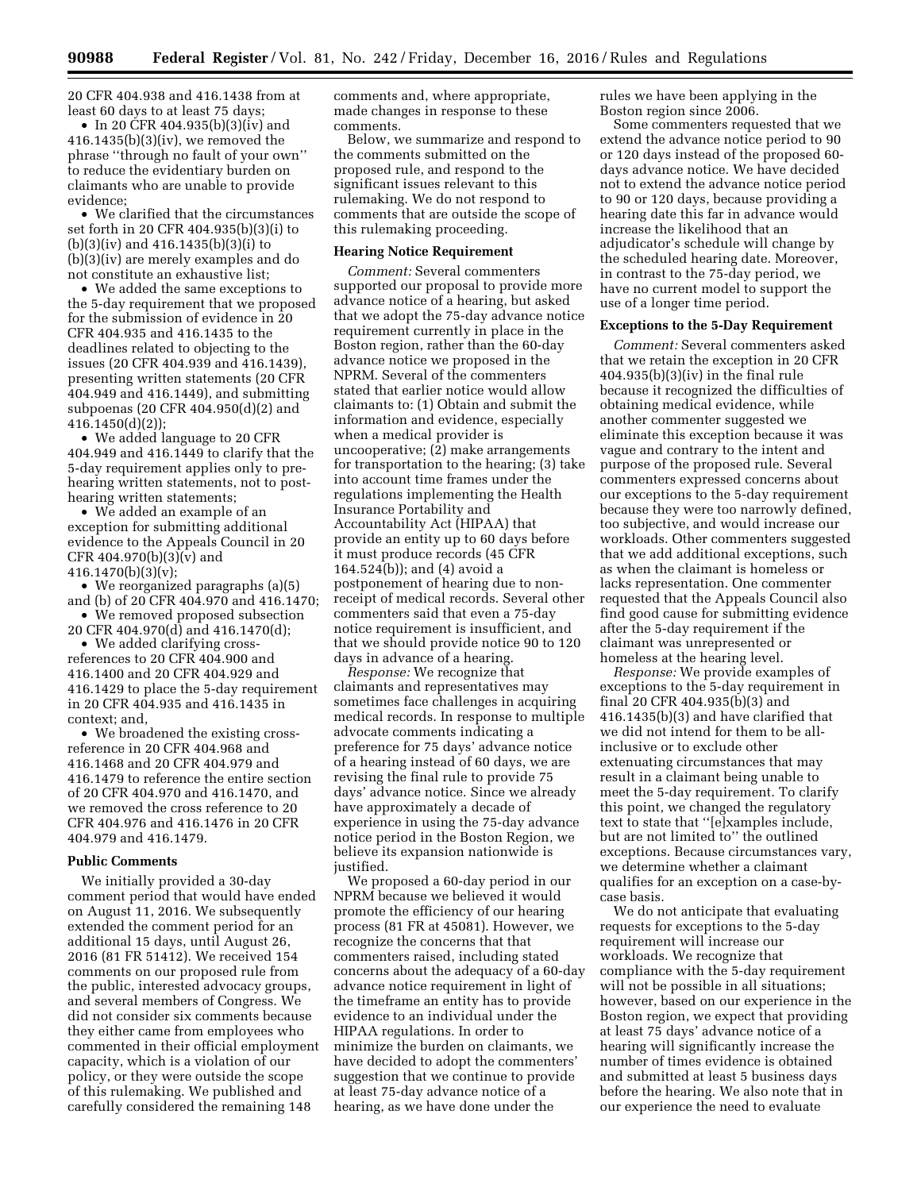20 CFR 404.938 and 416.1438 from at least 60 days to at least 75 days;

- In 20 CFR 404.935(b)(3)(iv) and 416.1435(b)(3)(iv), we removed the phrase "through no fault of your own" to reduce the evidentiary burden on claimants who are unable to provide evidence;
- We clarified that the circumstances set forth in 20 CFR 404.935(b)(3)(i) to (b)(3)(iv) and 416.1435(b)(3)(i) to (b)(3)(iv) are merely examples and do not constitute an exhaustive list;
- We added the same exceptions to the 5-day requirement that we proposed for the submission of evidence in 20 CFR 404.935 and 416.1435 to the deadlines related to objecting to the issues (20 CFR 404.939 and 416.1439), presenting written statements (20 CFR 404.949 and 416.1449), and submitting subpoenas (20 CFR 404.950(d)(2) and 416.1450(d)(2));
- We added language to 20 CFR 404.949 and 416.1449 to clarify that the 5-day requirement applies only to pre-hearing written statements, not to post-hearing written statements;
- We added an example of an exception for submitting additional evidence to the Appeals Council in 20 CFR 404.970(b)(3)(v) and 416.1470(b)(3)(v);
- We reorganized paragraphs (a)(5) and (b) of 20 CFR 404.970 and 416.1470;
- We removed proposed subsection 20 CFR 404.970(d) and 416.1470(d);
- We added clarifying cross-references to 20 CFR 404.900 and 416.1400 and 20 CFR 404.929 and 416.1429 to place the 5-day requirement in 20 CFR 404.935 and 416.1435 in context; and,
- We broadened the existing cross-reference in 20 CFR 404.968 and 416.1468 and 20 CFR 404.979 and 416.1479 to reference the entire section of 20 CFR 404.970 and 416.1470, and we removed the cross reference to 20 CFR 404.976 and 416.1476 in 20 CFR 404.979 and 416.1479.

## Public Comments

We initially provided a 30-day comment period that would have ended on August 11, 2016. We subsequently extended the comment period for an additional 15 days, until August 26, 2016 (81 FR 51412). We received 154 comments on our proposed rule from the public, interested advocacy groups, and several members of Congress. We did not consider six comments because they either came from employees who commented in their official employment capacity, which is a violation of our policy, or they were outside the scope of this rulemaking. We published and carefully considered the remaining 148 comments and, where appropriate, made changes in response to these comments.

Below, we summarize and respond to the comments submitted on the proposed rule, and respond to the significant issues relevant to this rulemaking. We do not respond to comments that are outside the scope of this rulemaking proceeding.

### Hearing Notice Requirement

*Comment:* Several commenters supported our proposal to provide more advance notice of a hearing, but asked that we adopt the 75-day advance notice requirement currently in place in the Boston region, rather than the 60-day advance notice we proposed in the NPRM. Several of the commenters stated that earlier notice would allow claimants to: (1) Obtain and submit the information and evidence, especially when a medical provider is uncooperative; (2) make arrangements for transportation to the hearing; (3) take into account time frames under the regulations implementing the Health Insurance Portability and Accountability Act (HIPAA) that provide an entity up to 60 days before it must produce records (45 CFR 164.524(b)); and (4) avoid a postponement of hearing due to non-receipt of medical records. Several other commenters said that even a 75-day notice requirement is insufficient, and that we should provide notice 90 to 120 days in advance of a hearing.

*Response:* We recognize that claimants and representatives may sometimes face challenges in acquiring medical records. In response to multiple advocate comments indicating a preference for 75 days' advance notice of a hearing instead of 60 days, we are revising the final rule to provide 75 days' advance notice. Since we already have approximately a decade of experience in using the 75-day advance notice period in the Boston Region, we believe its expansion nationwide is justified.

We proposed a 60-day period in our NPRM because we believed it would promote the efficiency of our hearing process (81 FR at 45081). However, we recognize the concerns that commenters raised, including stated concerns about the adequacy of a 60-day advance notice requirement in light of the timeframe an entity has to provide evidence to an individual under the HIPAA regulations. In order to minimize the burden on claimants, we have decided to adopt the commenters' suggestion that we continue to provide at least 75-day advance notice of a hearing, as we have done under the rules we have been applying in the Boston region since 2006.

Some commenters requested that we extend the advance notice period to 90 or 120 days instead of the proposed 60-days advance notice. We have decided not to extend the advance notice period to 90 or 120 days, because providing a hearing date this far in advance would increase the likelihood that an adjudicator's schedule will change by the scheduled hearing date. Moreover, in contrast to the 75-day period, we have no current model to support the use of a longer time period.

### Exceptions to the 5-Day Requirement

*Comment:* Several commenters asked that we retain the exception in 20 CFR 404.935(b)(3)(iv) in the final rule because it recognized the difficulties of obtaining medical evidence, while another commenter suggested we eliminate this exception because it was vague and contrary to the intent and purpose of the proposed rule. Several commenters expressed concerns about our exceptions to the 5-day requirement because they were too narrowly defined, too subjective, and would increase our workloads. Other commenters suggested that we add additional exceptions, such as when the claimant is homeless or lacks representation. One commenter requested that the Appeals Council also find good cause for submitting evidence after the 5-day requirement if the claimant was unrepresented or homeless at the hearing level.

*Response:* We provide examples of exceptions to the 5-day requirement in final 20 CFR 404.935(b)(3) and 416.1435(b)(3) and have clarified that we did not intend for them to be all-inclusive or to exclude other extenuating circumstances that may result in a claimant being unable to meet the 5-day requirement. To clarify this point, we changed the regulatory text to state that "[e]xamples include, but are not limited to" the outlined exceptions. Because circumstances vary, we determine whether a claimant qualifies for an exception on a case-by-case basis.

We do not anticipate that evaluating requests for exceptions to the 5-day requirement will increase our workloads. We recognize that compliance with the 5-day requirement will not be possible in all situations; however, based on our experience in the Boston region, we expect that providing at least 75 days' advance notice of a hearing will significantly increase the number of times evidence is obtained and submitted at least 5 business days before the hearing. We also note that in our experience the need to evaluate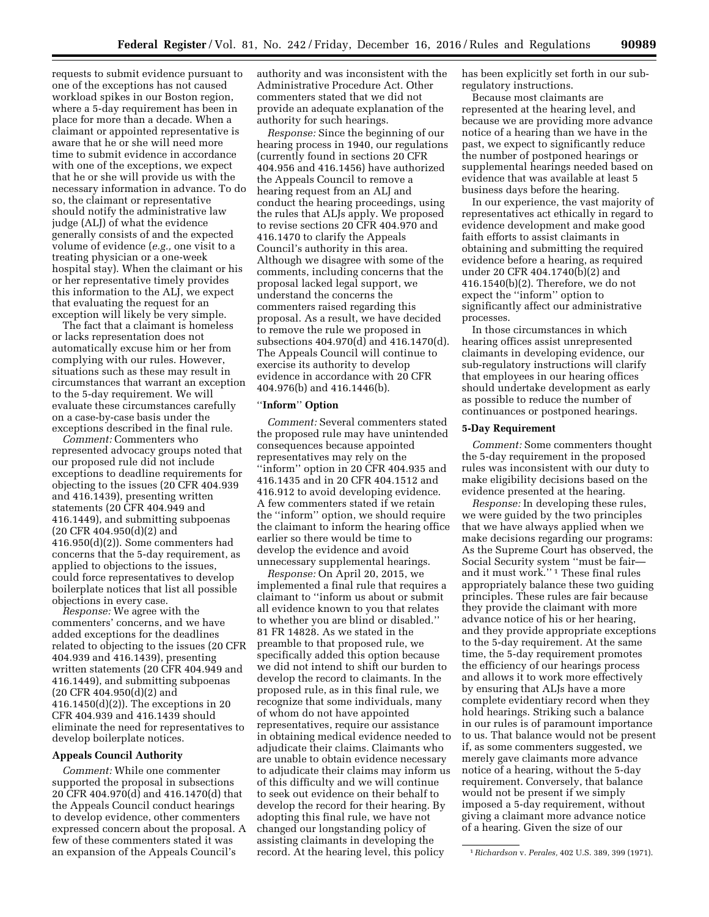requests to submit evidence pursuant to one of the exceptions has not caused workload spikes in our Boston region, where a 5-day requirement has been in place for more than a decade. When a claimant or appointed representative is aware that he or she will need more time to submit evidence in accordance with one of the exceptions, we expect that he or she will provide us with the necessary information in advance. To do so, the claimant or representative should notify the administrative law judge (ALJ) of what the evidence generally consists of and the expected volume of evidence (*e.g.,* one visit to a treating physician or a one-week hospital stay). When the claimant or his or her representative timely provides this information to the ALJ, we expect that evaluating the request for an exception will likely be very simple.

The fact that a claimant is homeless or lacks representation does not automatically excuse him or her from complying with our rules. However, situations such as these may result in circumstances that warrant an exception to the 5-day requirement. We will evaluate these circumstances carefully on a case-by-case basis under the exceptions described in the final rule.

*Comment:* Commenters who represented advocacy groups noted that our proposed rule did not include exceptions to deadline requirements for objecting to the issues (20 CFR 404.939 and 416.1439), presenting written statements (20 CFR 404.949 and 416.1449), and submitting subpoenas (20 CFR 404.950(d)(2) and 416.950(d)(2)). Some commenters had concerns that the 5-day requirement, as applied to objections to the issues, could force representatives to develop boilerplate notices that list all possible objections in every case.

*Response:* We agree with the commenters' concerns, and we have added exceptions for the deadlines related to objecting to the issues (20 CFR 404.939 and 416.1439), presenting written statements (20 CFR 404.949 and 416.1449), and submitting subpoenas (20 CFR 404.950(d)(2) and 416.1450(d)(2)). The exceptions in 20 CFR 404.939 and 416.1439 should eliminate the need for representatives to develop boilerplate notices.

### Appeals Council Authority

*Comment:* While one commenter supported the proposal in subsections 20 CFR 404.970(d) and 416.1470(d) that the Appeals Council conduct hearings to develop evidence, other commenters expressed concern about the proposal. A few of these commenters stated it was an expansion of the Appeals Council's authority and was inconsistent with the Administrative Procedure Act. Other commenters stated that we did not provide an adequate explanation of the authority for such hearings.

*Response:* Since the beginning of our hearing process in 1940, our regulations (currently found in sections 20 CFR 404.956 and 416.1456) have authorized the Appeals Council to remove a hearing request from an ALJ and conduct the hearing proceedings, using the rules that ALJs apply. We proposed to revise sections 20 CFR 404.970 and 416.1470 to clarify the Appeals Council's authority in this area. Although we disagree with some of the comments, including concerns that the proposal lacked legal support, we understand the concerns the commenters raised regarding this proposal. As a result, we have decided to remove the rule we proposed in subsections 404.970(d) and 416.1470(d). The Appeals Council will continue to exercise its authority to develop evidence in accordance with 20 CFR 404.976(b) and 416.1446(b).

### ''Inform'' Option

*Comment:* Several commenters stated the proposed rule may have unintended consequences because appointed representatives may rely on the ''inform'' option in 20 CFR 404.935 and 416.1435 and in 20 CFR 404.1512 and 416.912 to avoid developing evidence. A few commenters stated if we retain the ''inform'' option, we should require the claimant to inform the hearing office earlier so there would be time to develop the evidence and avoid unnecessary supplemental hearings.

*Response:* On April 20, 2015, we implemented a final rule that requires a claimant to ''inform us about or submit all evidence known to you that relates to whether you are blind or disabled.'' 81 FR 14828. As we stated in the preamble to that proposed rule, we specifically added this option because we did not intend to shift our burden to develop the record to claimants. In the proposed rule, as in this final rule, we recognize that some individuals, many of whom do not have appointed representatives, require our assistance in obtaining medical evidence needed to adjudicate their claims. Claimants who are unable to obtain evidence necessary to adjudicate their claims may inform us of this difficulty and we will continue to seek out evidence on their behalf to develop the record for their hearing. By adopting this final rule, we have not changed our longstanding policy of assisting claimants in developing the record. At the hearing level, this policy has been explicitly set forth in our sub-regulatory instructions.

Because most claimants are represented at the hearing level, and because we are providing more advance notice of a hearing than we have in the past, we expect to significantly reduce the number of postponed hearings or supplemental hearings needed based on evidence that was available at least 5 business days before the hearing.

In our experience, the vast majority of representatives act ethically in regard to evidence development and make good faith efforts to assist claimants in obtaining and submitting the required evidence before a hearing, as required under 20 CFR 404.1740(b)(2) and 416.1540(b)(2). Therefore, we do not expect the ''inform'' option to significantly affect our administrative processes.

In those circumstances in which hearing offices assist unrepresented claimants in developing evidence, our sub-regulatory instructions will clarify that employees in our hearing offices should undertake development as early as possible to reduce the number of continuances or postponed hearings.

### 5-Day Requirement

*Comment:* Some commenters thought the 5-day requirement in the proposed rules was inconsistent with our duty to make eligibility decisions based on the evidence presented at the hearing.

*Response:* In developing these rules, we were guided by the two principles that we have always applied when we make decisions regarding our programs: As the Supreme Court has observed, the Social Security system ''must be fair—and it must work.'' [1] These final rules appropriately balance these two guiding principles. These rules are fair because they provide the claimant with more advance notice of his or her hearing, and they provide appropriate exceptions to the 5-day requirement. At the same time, the 5-day requirement promotes the efficiency of our hearings process and allows it to work more effectively by ensuring that ALJs have a more complete evidentiary record when they hold hearings. Striking such a balance in our rules is of paramount importance to us. That balance would not be present if, as some commenters suggested, we merely gave claimants more advance notice of a hearing, without the 5-day requirement. Conversely, that balance would not be present if we simply imposed a 5-day requirement, without giving a claimant more advance notice of a hearing. Given the size of our

[1] *Richardson* v. *Perales,* 402 U.S. 389, 399 (1971).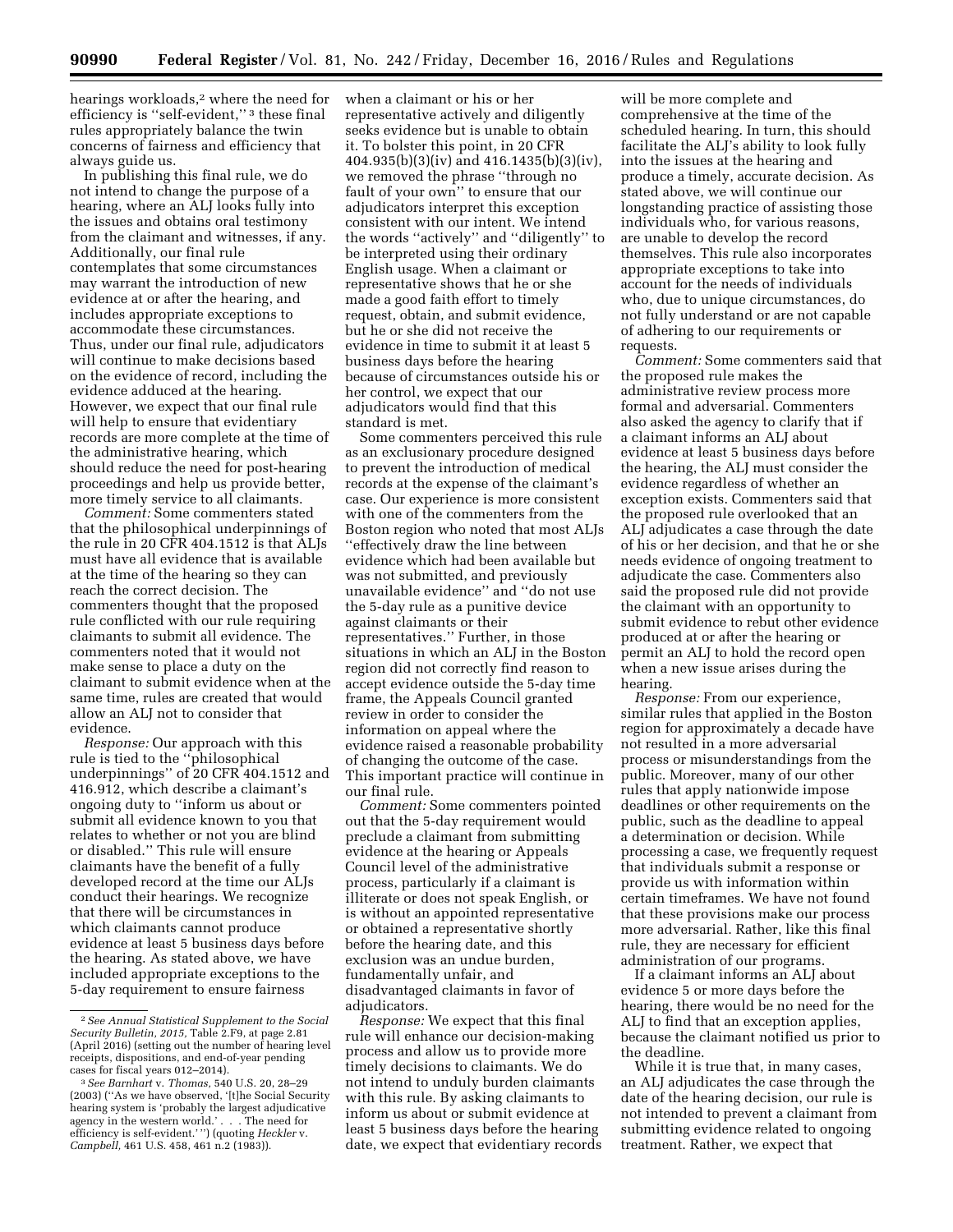hearings workloads,[2] where the need for efficiency is "self-evident," [3] these final rules appropriately balance the twin concerns of fairness and efficiency that always guide us.

In publishing this final rule, we do not intend to change the purpose of a hearing, where an ALJ looks fully into the issues and obtains oral testimony from the claimant and witnesses, if any. Additionally, our final rule contemplates that some circumstances may warrant the introduction of new evidence at or after the hearing, and includes appropriate exceptions to accommodate these circumstances. Thus, under our final rule, adjudicators will continue to make decisions based on the evidence of record, including the evidence adduced at the hearing. However, we expect that our final rule will help to ensure that evidentiary records are more complete at the time of the administrative hearing, which should reduce the need for post-hearing proceedings and help us provide better, more timely service to all claimants.

*Comment:* Some commenters stated that the philosophical underpinnings of the rule in 20 CFR 404.1512 is that ALJs must have all evidence that is available at the time of the hearing so they can reach the correct decision. The commenters thought that the proposed rule conflicted with our rule requiring claimants to submit all evidence. The commenters noted that it would not make sense to place a duty on the claimant to submit evidence when at the same time, rules are created that would allow an ALJ not to consider that evidence.

*Response:* Our approach with this rule is tied to the "philosophical underpinnings" of 20 CFR 404.1512 and 416.912, which describe a claimant's ongoing duty to "inform us about or submit all evidence known to you that relates to whether or not you are blind or disabled." This rule will ensure claimants have the benefit of a fully developed record at the time our ALJs conduct their hearings. We recognize that there will be circumstances in which claimants cannot produce evidence at least 5 business days before the hearing. As stated above, we have included appropriate exceptions to the 5-day requirement to ensure fairness when a claimant or his or her representative actively and diligently seeks evidence but is unable to obtain it. To bolster this point, in 20 CFR 404.935(b)(3)(iv) and 416.1435(b)(3)(iv), we removed the phrase "through no fault of your own" to ensure that our adjudicators interpret this exception consistent with our intent. We intend the words "actively" and "diligently" to be interpreted using their ordinary English usage. When a claimant or representative shows that he or she made a good faith effort to timely request, obtain, and submit evidence, but he or she did not receive the evidence in time to submit it at least 5 business days before the hearing because of circumstances outside his or her control, we expect that our adjudicators would find that this standard is met.

Some commenters perceived this rule as an exclusionary procedure designed to prevent the introduction of medical records at the expense of the claimant's case. Our experience is more consistent with one of the commenters from the Boston region who noted that most ALJs "effectively draw the line between evidence which had been available but was not submitted, and previously unavailable evidence" and "do not use the 5-day rule as a punitive device against claimants or their representatives." Further, in those situations in which an ALJ in the Boston region did not correctly find reason to accept evidence outside the 5-day time frame, the Appeals Council granted review in order to consider the information on appeal where the evidence raised a reasonable probability of changing the outcome of the case. This important practice will continue in our final rule.

*Comment:* Some commenters pointed out that the 5-day requirement would preclude a claimant from submitting evidence at the hearing or Appeals Council level of the administrative process, particularly if a claimant is illiterate or does not speak English, or is without an appointed representative or obtained a representative shortly before the hearing date, and this exclusion was an undue burden, fundamentally unfair, and disadvantaged claimants in favor of adjudicators.

*Response:* We expect that this final rule will enhance our decision-making process and allow us to provide more timely decisions to claimants. We do not intend to unduly burden claimants with this rule. By asking claimants to inform us about or submit evidence at least 5 business days before the hearing date, we expect that evidentiary records will be more complete and comprehensive at the time of the scheduled hearing. In turn, this should facilitate the ALJ's ability to look fully into the issues at the hearing and produce a timely, accurate decision. As stated above, we will continue our longstanding practice of assisting those individuals who, for various reasons, are unable to develop the record themselves. This rule also incorporates appropriate exceptions to take into account for the needs of individuals who, due to unique circumstances, do not fully understand or are not capable of adhering to our requirements or requests.

*Comment:* Some commenters said that the proposed rule makes the administrative review process more formal and adversarial. Commenters also asked the agency to clarify that if a claimant informs an ALJ about evidence at least 5 business days before the hearing, the ALJ must consider the evidence regardless of whether an exception exists. Commenters said that the proposed rule overlooked that an ALJ adjudicates a case through the date of his or her decision, and that he or she needs evidence of ongoing treatment to adjudicate the case. Commenters also said the proposed rule did not provide the claimant with an opportunity to submit evidence to rebut other evidence produced at or after the hearing or permit an ALJ to hold the record open when a new issue arises during the hearing.

*Response:* From our experience, similar rules that applied in the Boston region for approximately a decade have not resulted in a more adversarial process or misunderstandings from the public. Moreover, many of our other rules that apply nationwide impose deadlines or other requirements on the public, such as the deadline to appeal a determination or decision. While processing a case, we frequently request that individuals submit a response or provide us with information within certain timeframes. We have not found that these provisions make our process more adversarial. Rather, like this final rule, they are necessary for efficient administration of our programs.

If a claimant informs an ALJ about evidence 5 or more days before the hearing, there would be no need for the ALJ to find that an exception applies, because the claimant notified us prior to the deadline.

While it is true that, in many cases, an ALJ adjudicates the case through the date of the hearing decision, our rule is not intended to prevent a claimant from submitting evidence related to ongoing treatment. Rather, we expect that

---

[2] *See Annual Statistical Supplement to the Social Security Bulletin, 2015,* Table 2.F9, at page 2.81 (April 2016) (setting out the number of hearing level receipts, dispositions, and end-of-year pending cases for fiscal years 012–2014).

[3] *See Barnhart* v. *Thomas,* 540 U.S. 20, 28–29 (2003) ("As we have observed, '[t]he Social Security hearing system is 'probably the largest adjudicative agency in the western world.' . . . The need for efficiency is self-evident.' ") (quoting *Heckler* v. *Campbell,* 461 U.S. 458, 461 n.2 (1983)).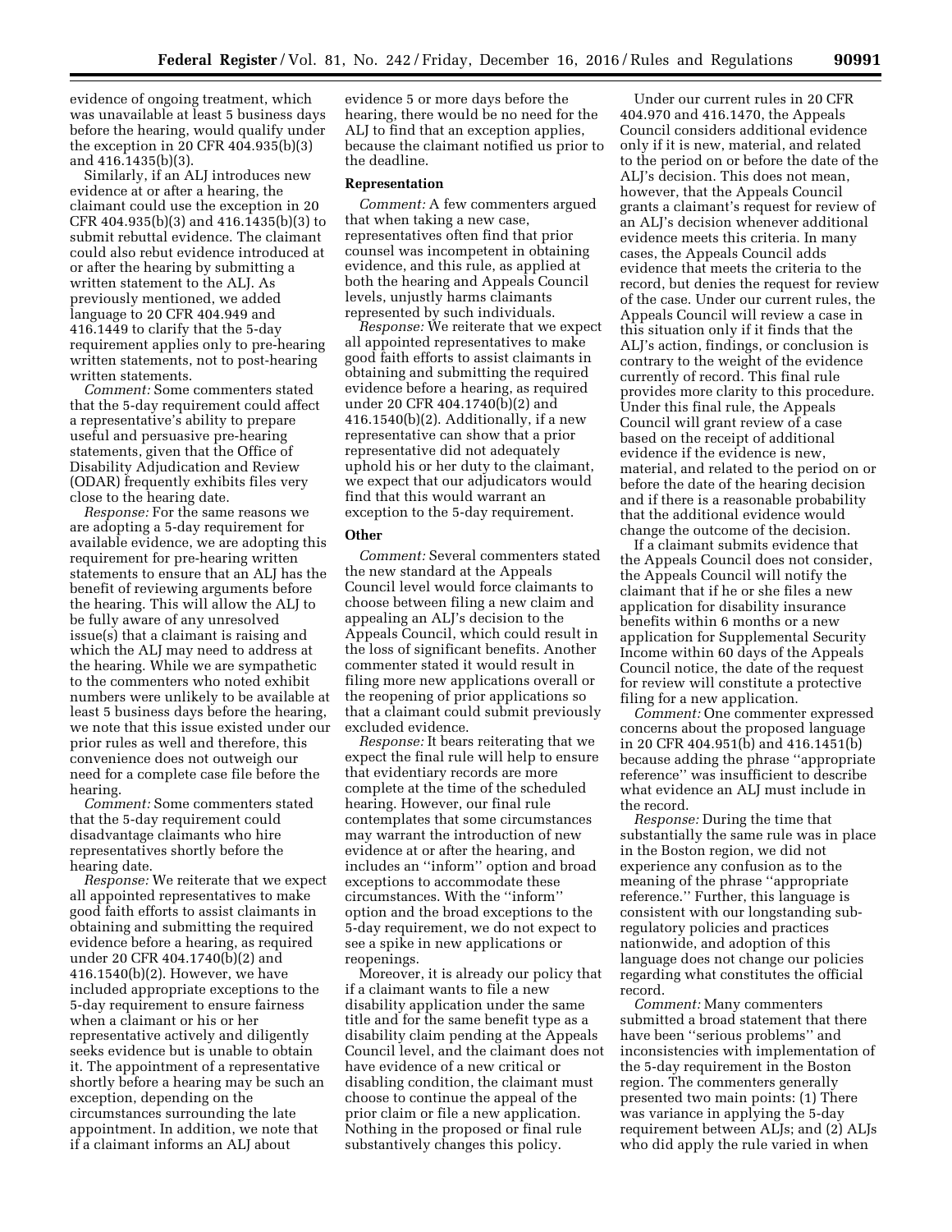evidence of ongoing treatment, which was unavailable at least 5 business days before the hearing, would qualify under the exception in 20 CFR 404.935(b)(3) and 416.1435(b)(3).

Similarly, if an ALJ introduces new evidence at or after a hearing, the claimant could use the exception in 20 CFR 404.935(b)(3) and 416.1435(b)(3) to submit rebuttal evidence. The claimant could also rebut evidence introduced at or after the hearing by submitting a written statement to the ALJ. As previously mentioned, we added language to 20 CFR 404.949 and 416.1449 to clarify that the 5-day requirement applies only to pre-hearing written statements, not to post-hearing written statements.

*Comment:* Some commenters stated that the 5-day requirement could affect a representative's ability to prepare useful and persuasive pre-hearing statements, given that the Office of Disability Adjudication and Review (ODAR) frequently exhibits files very close to the hearing date.

*Response:* For the same reasons we are adopting a 5-day requirement for available evidence, we are adopting this requirement for pre-hearing written statements to ensure that an ALJ has the benefit of reviewing arguments before the hearing. This will allow the ALJ to be fully aware of any unresolved issue(s) that a claimant is raising and which the ALJ may need to address at the hearing. While we are sympathetic to the commenters who noted exhibit numbers were unlikely to be available at least 5 business days before the hearing, we note that this issue existed under our prior rules as well and therefore, this convenience does not outweigh our need for a complete case file before the hearing.

*Comment:* Some commenters stated that the 5-day requirement could disadvantage claimants who hire representatives shortly before the hearing date.

*Response:* We reiterate that we expect all appointed representatives to make good faith efforts to assist claimants in obtaining and submitting the required evidence before a hearing, as required under 20 CFR 404.1740(b)(2) and 416.1540(b)(2). However, we have included appropriate exceptions to the 5-day requirement to ensure fairness when a claimant or his or her representative actively and diligently seeks evidence but is unable to obtain it. The appointment of a representative shortly before a hearing may be such an exception, depending on the circumstances surrounding the late appointment. In addition, we note that if a claimant informs an ALJ about evidence 5 or more days before the hearing, there would be no need for the ALJ to find that an exception applies, because the claimant notified us prior to the deadline.

**Representation**

*Comment:* A few commenters argued that when taking a new case, representatives often find that prior counsel was incompetent in obtaining evidence, and this rule, as applied at both the hearing and Appeals Council levels, unjustly harms claimants represented by such individuals.

*Response:* We reiterate that we expect all appointed representatives to make good faith efforts to assist claimants in obtaining and submitting the required evidence before a hearing, as required under 20 CFR 404.1740(b)(2) and 416.1540(b)(2). Additionally, if a new representative can show that a prior representative did not adequately uphold his or her duty to the claimant, we expect that our adjudicators would find that this would warrant an exception to the 5-day requirement.

**Other**

*Comment:* Several commenters stated the new standard at the Appeals Council level would force claimants to choose between filing a new claim and appealing an ALJ's decision to the Appeals Council, which could result in the loss of significant benefits. Another commenter stated it would result in filing more new applications overall or the reopening of prior applications so that a claimant could submit previously excluded evidence.

*Response:* It bears reiterating that we expect the final rule will help to ensure that evidentiary records are more complete at the time of the scheduled hearing. However, our final rule contemplates that some circumstances may warrant the introduction of new evidence at or after the hearing, and includes an "inform" option and broad exceptions to accommodate these circumstances. With the "inform" option and the broad exceptions to the 5-day requirement, we do not expect to see a spike in new applications or reopenings.

Moreover, it is already our policy that if a claimant wants to file a new disability application under the same title and for the same benefit type as a disability claim pending at the Appeals Council level, and the claimant does not have evidence of a new critical or disabling condition, the claimant must choose to continue the appeal of the prior claim or file a new application. Nothing in the proposed or final rule substantively changes this policy.

Under our current rules in 20 CFR 404.970 and 416.1470, the Appeals Council considers additional evidence only if it is new, material, and related to the period on or before the date of the ALJ's decision. This does not mean, however, that the Appeals Council grants a claimant's request for review of an ALJ's decision whenever additional evidence meets this criteria. In many cases, the Appeals Council adds evidence that meets the criteria to the record, but denies the request for review of the case. Under our current rules, the Appeals Council will review a case in this situation only if it finds that the ALJ's action, findings, or conclusion is contrary to the weight of the evidence currently of record. This final rule provides more clarity to this procedure. Under this final rule, the Appeals Council will grant review of a case based on the receipt of additional evidence if the evidence is new, material, and related to the period on or before the date of the hearing decision and if there is a reasonable probability that the additional evidence would change the outcome of the decision.

If a claimant submits evidence that the Appeals Council does not consider, the Appeals Council will notify the claimant that if he or she files a new application for disability insurance benefits within 6 months or a new application for Supplemental Security Income within 60 days of the Appeals Council notice, the date of the request for review will constitute a protective filing for a new application.

*Comment:* One commenter expressed concerns about the proposed language in 20 CFR 404.951(b) and 416.1451(b) because adding the phrase "appropriate reference" was insufficient to describe what evidence an ALJ must include in the record.

*Response:* During the time that substantially the same rule was in place in the Boston region, we did not experience any confusion as to the meaning of the phrase "appropriate reference." Further, this language is consistent with our longstanding sub-regulatory policies and practices nationwide, and adoption of this language does not change our policies regarding what constitutes the official record.

*Comment:* Many commenters submitted a broad statement that there have been "serious problems" and inconsistencies with implementation of the 5-day requirement in the Boston region. The commenters generally presented two main points: (1) There was variance in applying the 5-day requirement between ALJs; and (2) ALJs who did apply the rule varied in when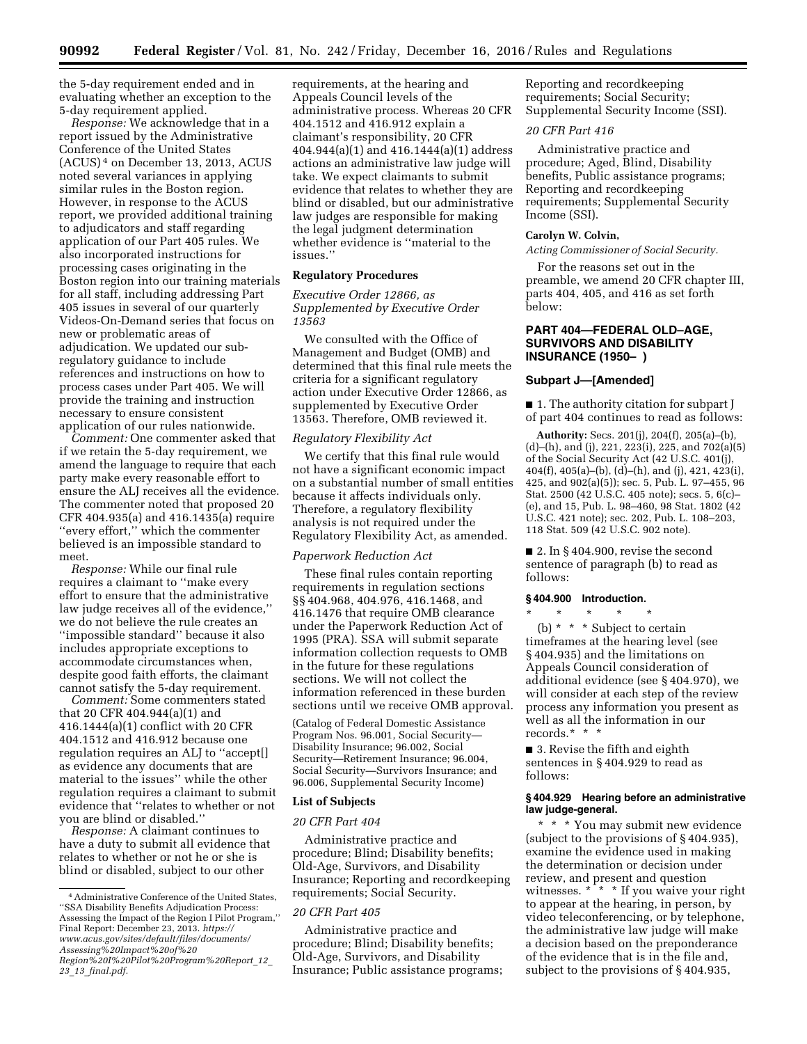the 5-day requirement ended and in evaluating whether an exception to the 5-day requirement applied.

*Response:* We acknowledge that in a report issued by the Administrative Conference of the United States (ACUS) [4] on December 13, 2013, ACUS noted several variances in applying similar rules in the Boston region. However, in response to the ACUS report, we provided additional training to adjudicators and staff regarding application of our Part 405 rules. We also incorporated instructions for processing cases originating in the Boston region into our training materials for all staff, including addressing Part 405 issues in several of our quarterly Videos-On-Demand series that focus on new or problematic areas of adjudication. We updated our sub-regulatory guidance to include references and instructions on how to process cases under Part 405. We will provide the training and instruction necessary to ensure consistent application of our rules nationwide.

*Comment:* One commenter asked that if we retain the 5-day requirement, we amend the language to require that each party make every reasonable effort to ensure the ALJ receives all the evidence. The commenter noted that proposed 20 CFR 404.935(a) and 416.1435(a) require ''every effort,'' which the commenter believed is an impossible standard to meet.

*Response:* While our final rule requires a claimant to ''make every effort to ensure that the administrative law judge receives all of the evidence,'' we do not believe the rule creates an ''impossible standard'' because it also includes appropriate exceptions to accommodate circumstances when, despite good faith efforts, the claimant cannot satisfy the 5-day requirement.

*Comment:* Some commenters stated that 20 CFR 404.944(a)(1) and 416.1444(a)(1) conflict with 20 CFR 404.1512 and 416.912 because one regulation requires an ALJ to ''accept[] as evidence any documents that are material to the issues'' while the other regulation requires a claimant to submit evidence that ''relates to whether or not you are blind or disabled.''

*Response:* A claimant continues to have a duty to submit all evidence that relates to whether or not he or she is blind or disabled, subject to our other requirements, at the hearing and Appeals Council levels of the administrative process. Whereas 20 CFR 404.1512 and 416.912 explain a claimant's responsibility, 20 CFR 404.944(a)(1) and 416.1444(a)(1) address actions an administrative law judge will take. We expect claimants to submit evidence that relates to whether they are blind or disabled, but our administrative law judges are responsible for making the legal judgment determination whether evidence is ''material to the issues.''

## Regulatory Procedures

*Executive Order 12866, as Supplemented by Executive Order 13563*

We consulted with the Office of Management and Budget (OMB) and determined that this final rule meets the criteria for a significant regulatory action under Executive Order 12866, as supplemented by Executive Order 13563. Therefore, OMB reviewed it.

*Regulatory Flexibility Act*

We certify that this final rule would not have a significant economic impact on a substantial number of small entities because it affects individuals only. Therefore, a regulatory flexibility analysis is not required under the Regulatory Flexibility Act, as amended.

*Paperwork Reduction Act*

These final rules contain reporting requirements in regulation sections §§ 404.968, 404.976, 416.1468, and 416.1476 that require OMB clearance under the Paperwork Reduction Act of 1995 (PRA). SSA will submit separate information collection requests to OMB in the future for these regulations sections. We will not collect the information referenced in these burden sections until we receive OMB approval.

(Catalog of Federal Domestic Assistance Program Nos. 96.001, Social Security—Disability Insurance; 96.002, Social Security—Retirement Insurance; 96.004, Social Security—Survivors Insurance; and 96.006, Supplemental Security Income)

## List of Subjects

*20 CFR Part 404*

Administrative practice and procedure; Blind; Disability benefits; Old-Age, Survivors, and Disability Insurance; Reporting and recordkeeping requirements; Social Security.

*20 CFR Part 405*

Administrative practice and procedure; Blind; Disability benefits; Old-Age, Survivors, and Disability Insurance; Public assistance programs; Reporting and recordkeeping requirements; Social Security; Supplemental Security Income (SSI).

*20 CFR Part 416*

Administrative practice and procedure; Aged, Blind, Disability benefits, Public assistance programs; Reporting and recordkeeping requirements; Supplemental Security Income (SSI).

**Carolyn W. Colvin,**

*Acting Commissioner of Social Security.*

For the reasons set out in the preamble, we amend 20 CFR chapter III, parts 404, 405, and 416 as set forth below:

## PART 404—FEDERAL OLD–AGE, SURVIVORS AND DISABILITY INSURANCE (1950– )

### Subpart J—[Amended]

■ 1. The authority citation for subpart J of part 404 continues to read as follows:

**Authority:** Secs. 201(j), 204(f), 205(a)–(b), (d)–(h), and (j), 221, 223(i), 225, and 702(a)(5) of the Social Security Act (42 U.S.C. 401(j), 404(f), 405(a)–(b), (d)–(h), and (j), 421, 423(i), 425, and 902(a)(5)); sec. 5, Pub. L. 97–455, 96 Stat. 2500 (42 U.S.C. 405 note); secs. 5, 6(c)–(e), and 15, Pub. L. 98–460, 98 Stat. 1802 (42 U.S.C. 421 note); sec. 202, Pub. L. 108–203, 118 Stat. 509 (42 U.S.C. 902 note).

■ 2. In § 404.900, revise the second sentence of paragraph (b) to read as follows:

**§ 404.900 Introduction.**

\* \* \* \* \*

(b) \* \* \* Subject to certain timeframes at the hearing level (see § 404.935) and the limitations on Appeals Council consideration of additional evidence (see § 404.970), we will consider at each step of the review process any information you present as well as all the information in our records.\* \* \*

■ 3. Revise the fifth and eighth sentences in § 404.929 to read as follows:

**§ 404.929 Hearing before an administrative law judge-general.**

\* \* \* You may submit new evidence (subject to the provisions of § 404.935), examine the evidence used in making the determination or decision under review, and present and question witnesses. \* \* \* If you waive your right to appear at the hearing, in person, by video teleconferencing, or by telephone, the administrative law judge will make a decision based on the preponderance of the evidence that is in the file and, subject to the provisions of § 404.935,

[4] Administrative Conference of the United States, ''SSA Disability Benefits Adjudication Process: Assessing the Impact of the Region I Pilot Program,'' Final Report: December 23, 2013. *https://www.acus.gov/sites/default/files/documents/Assessing%20Impact%20of%20Region%20I%20Pilot%20Program%20Report_12_23_13_final.pdf.*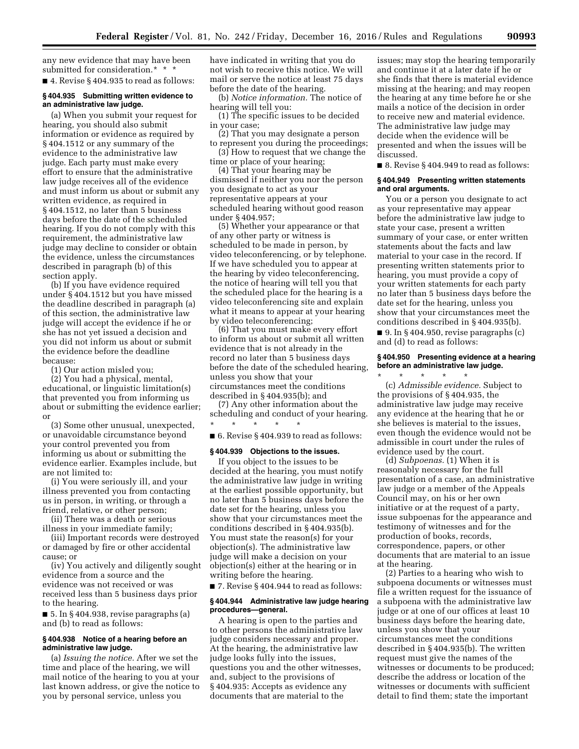any new evidence that may have been submitted for consideration.* * *

■ 4. Revise § 404.935 to read as follows:

### § 404.935 Submitting written evidence to an administrative law judge.

(a) When you submit your request for hearing, you should also submit information or evidence as required by § 404.1512 or any summary of the evidence to the administrative law judge. Each party must make every effort to ensure that the administrative law judge receives all of the evidence and must inform us about or submit any written evidence, as required in § 404.1512, no later than 5 business days before the date of the scheduled hearing. If you do not comply with this requirement, the administrative law judge may decline to consider or obtain the evidence, unless the circumstances described in paragraph (b) of this section apply.

(b) If you have evidence required under § 404.1512 but you have missed the deadline described in paragraph (a) of this section, the administrative law judge will accept the evidence if he or she has not yet issued a decision and you did not inform us about or submit the evidence before the deadline because:

(1) Our action misled you;

(2) You had a physical, mental, educational, or linguistic limitation(s) that prevented you from informing us about or submitting the evidence earlier; or

(3) Some other unusual, unexpected, or unavoidable circumstance beyond your control prevented you from informing us about or submitting the evidence earlier. Examples include, but are not limited to:

(i) You were seriously ill, and your illness prevented you from contacting us in person, in writing, or through a friend, relative, or other person;

(ii) There was a death or serious illness in your immediate family;

(iii) Important records were destroyed or damaged by fire or other accidental cause; or

(iv) You actively and diligently sought evidence from a source and the evidence was not received or was received less than 5 business days prior to the hearing.

■ 5. In § 404.938, revise paragraphs (a) and (b) to read as follows:

### § 404.938 Notice of a hearing before an administrative law judge.

(a) *Issuing the notice.* After we set the time and place of the hearing, we will mail notice of the hearing to you at your last known address, or give the notice to you by personal service, unless you have indicated in writing that you do not wish to receive this notice. We will mail or serve the notice at least 75 days before the date of the hearing.

(b) *Notice information.* The notice of hearing will tell you:

(1) The specific issues to be decided in your case;

(2) That you may designate a person to represent you during the proceedings;

(3) How to request that we change the time or place of your hearing;

(4) That your hearing may be dismissed if neither you nor the person you designate to act as your representative appears at your scheduled hearing without good reason under § 404.957;

(5) Whether your appearance or that of any other party or witness is scheduled to be made in person, by video teleconferencing, or by telephone. If we have scheduled you to appear at the hearing by video teleconferencing, the notice of hearing will tell you that the scheduled place for the hearing is a video teleconferencing site and explain what it means to appear at your hearing by video teleconferencing;

(6) That you must make every effort to inform us about or submit all written evidence that is not already in the record no later than 5 business days before the date of the scheduled hearing, unless you show that your circumstances meet the conditions described in § 404.935(b); and

(7) Any other information about the scheduling and conduct of your hearing.

\* \* \* \* \*

■ 6. Revise § 404.939 to read as follows:

### § 404.939 Objections to the issues.

If you object to the issues to be decided at the hearing, you must notify the administrative law judge in writing at the earliest possible opportunity, but no later than 5 business days before the date set for the hearing, unless you show that your circumstances meet the conditions described in § 404.935(b). You must state the reason(s) for your objection(s). The administrative law judge will make a decision on your objection(s) either at the hearing or in writing before the hearing.

■ 7. Revise § 404.944 to read as follows:

### § 404.944 Administrative law judge hearing procedures—general.

A hearing is open to the parties and to other persons the administrative law judge considers necessary and proper. At the hearing, the administrative law judge looks fully into the issues, questions you and the other witnesses, and, subject to the provisions of § 404.935: Accepts as evidence any documents that are material to the issues; may stop the hearing temporarily and continue it at a later date if he or she finds that there is material evidence missing at the hearing; and may reopen the hearing at any time before he or she mails a notice of the decision in order to receive new and material evidence. The administrative law judge may decide when the evidence will be presented and when the issues will be discussed.

■ 8. Revise § 404.949 to read as follows:

### § 404.949 Presenting written statements and oral arguments.

You or a person you designate to act as your representative may appear before the administrative law judge to state your case, present a written summary of your case, or enter written statements about the facts and law material to your case in the record. If presenting written statements prior to hearing, you must provide a copy of your written statements for each party no later than 5 business days before the date set for the hearing, unless you show that your circumstances meet the conditions described in § 404.935(b).

■ 9. In § 404.950, revise paragraphs (c) and (d) to read as follows:

### § 404.950 Presenting evidence at a hearing before an administrative law judge.

\* \* \* \* \*

(c) *Admissible evidence.* Subject to the provisions of § 404.935, the administrative law judge may receive any evidence at the hearing that he or she believes is material to the issues, even though the evidence would not be admissible in court under the rules of evidence used by the court.

(d) *Subpoenas.* (1) When it is reasonably necessary for the full presentation of a case, an administrative law judge or a member of the Appeals Council may, on his or her own initiative or at the request of a party, issue subpoenas for the appearance and testimony of witnesses and for the production of books, records, correspondence, papers, or other documents that are material to an issue at the hearing.

(2) Parties to a hearing who wish to subpoena documents or witnesses must file a written request for the issuance of a subpoena with the administrative law judge or at one of our offices at least 10 business days before the hearing date, unless you show that your circumstances meet the conditions described in § 404.935(b). The written request must give the names of the witnesses or documents to be produced; describe the address or location of the witnesses or documents with sufficient detail to find them; state the important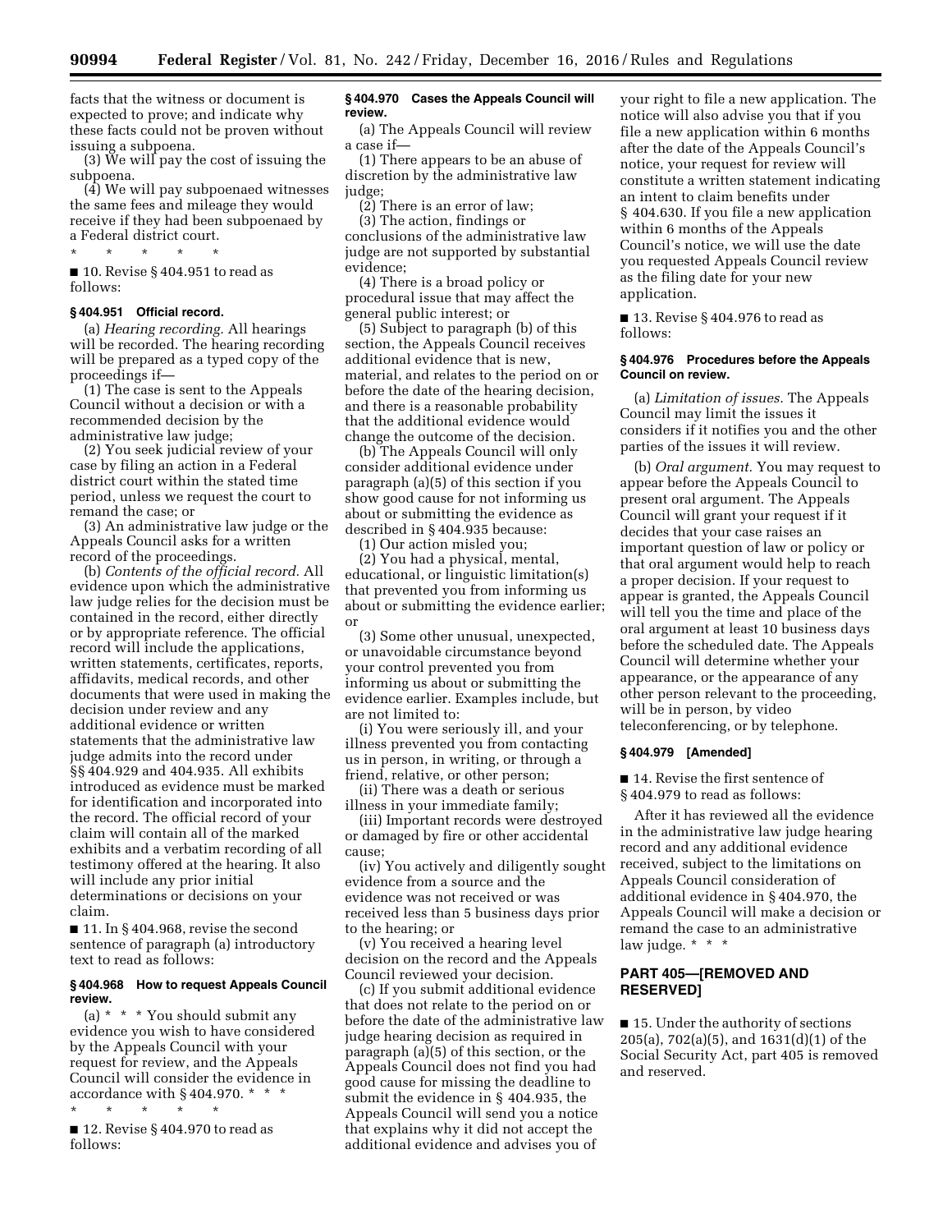facts that the witness or document is expected to prove; and indicate why these facts could not be proven without issuing a subpoena.

(3) We will pay the cost of issuing the subpoena.

(4) We will pay subpoenaed witnesses the same fees and mileage they would receive if they had been subpoenaed by a Federal district court.

\* \* \* \* \*

■ 10. Revise § 404.951 to read as follows:

### § 404.951 Official record.

(a) *Hearing recording.* All hearings will be recorded. The hearing recording will be prepared as a typed copy of the proceedings if—

(1) The case is sent to the Appeals Council without a decision or with a recommended decision by the administrative law judge;

(2) You seek judicial review of your case by filing an action in a Federal district court within the stated time period, unless we request the court to remand the case; or

(3) An administrative law judge or the Appeals Council asks for a written record of the proceedings.

(b) *Contents of the official record.* All evidence upon which the administrative law judge relies for the decision must be contained in the record, either directly or by appropriate reference. The official record will include the applications, written statements, certificates, reports, affidavits, medical records, and other documents that were used in making the decision under review and any additional evidence or written statements that the administrative law judge admits into the record under §§ 404.929 and 404.935. All exhibits introduced as evidence must be marked for identification and incorporated into the record. The official record of your claim will contain all of the marked exhibits and a verbatim recording of all testimony offered at the hearing. It also will include any prior initial determinations or decisions on your claim.

■ 11. In § 404.968, revise the second sentence of paragraph (a) introductory text to read as follows:

### § 404.968 How to request Appeals Council review.

(a) \* \* \* You should submit any evidence you wish to have considered by the Appeals Council with your request for review, and the Appeals Council will consider the evidence in accordance with § 404.970. \* \* \*

\* \* \* \* \*

■ 12. Revise § 404.970 to read as follows:

### § 404.970 Cases the Appeals Council will review.

(a) The Appeals Council will review a case if—

(1) There appears to be an abuse of discretion by the administrative law judge;

(2) There is an error of law;

(3) The action, findings or conclusions of the administrative law judge are not supported by substantial evidence;

(4) There is a broad policy or procedural issue that may affect the general public interest; or

(5) Subject to paragraph (b) of this section, the Appeals Council receives additional evidence that is new, material, and relates to the period on or before the date of the hearing decision, and there is a reasonable probability that the additional evidence would change the outcome of the decision.

(b) The Appeals Council will only consider additional evidence under paragraph (a)(5) of this section if you show good cause for not informing us about or submitting the evidence as described in § 404.935 because:

(1) Our action misled you;

(2) You had a physical, mental, educational, or linguistic limitation(s) that prevented you from informing us about or submitting the evidence earlier; or

(3) Some other unusual, unexpected, or unavoidable circumstance beyond your control prevented you from informing us about or submitting the evidence earlier. Examples include, but are not limited to:

(i) You were seriously ill, and your illness prevented you from contacting us in person, in writing, or through a friend, relative, or other person;

(ii) There was a death or serious illness in your immediate family;

(iii) Important records were destroyed or damaged by fire or other accidental cause;

(iv) You actively and diligently sought evidence from a source and the evidence was not received or was received less than 5 business days prior to the hearing; or

(v) You received a hearing level decision on the record and the Appeals Council reviewed your decision.

(c) If you submit additional evidence that does not relate to the period on or before the date of the administrative law judge hearing decision as required in paragraph (a)(5) of this section, or the Appeals Council does not find you had good cause for missing the deadline to submit the evidence in § 404.935, the Appeals Council will send you a notice that explains why it did not accept the additional evidence and advises you of your right to file a new application. The notice will also advise you that if you file a new application within 6 months after the date of the Appeals Council's notice, your request for review will constitute a written statement indicating an intent to claim benefits under § 404.630. If you file a new application within 6 months of the Appeals Council's notice, we will use the date you requested Appeals Council review as the filing date for your new application.

■ 13. Revise § 404.976 to read as follows:

### § 404.976 Procedures before the Appeals Council on review.

(a) *Limitation of issues.* The Appeals Council may limit the issues it considers if it notifies you and the other parties of the issues it will review.

(b) *Oral argument.* You may request to appear before the Appeals Council to present oral argument. The Appeals Council will grant your request if it decides that your case raises an important question of law or policy or that oral argument would help to reach a proper decision. If your request to appear is granted, the Appeals Council will tell you the time and place of the oral argument at least 10 business days before the scheduled date. The Appeals Council will determine whether your appearance, or the appearance of any other person relevant to the proceeding, will be in person, by video teleconferencing, or by telephone.

### § 404.979 [Amended]

■ 14. Revise the first sentence of § 404.979 to read as follows:

After it has reviewed all the evidence in the administrative law judge hearing record and any additional evidence received, subject to the limitations on Appeals Council consideration of additional evidence in § 404.970, the Appeals Council will make a decision or remand the case to an administrative law judge. \* \* \*

## PART 405—[REMOVED AND RESERVED]

■ 15. Under the authority of sections 205(a), 702(a)(5), and 1631(d)(1) of the Social Security Act, part 405 is removed and reserved.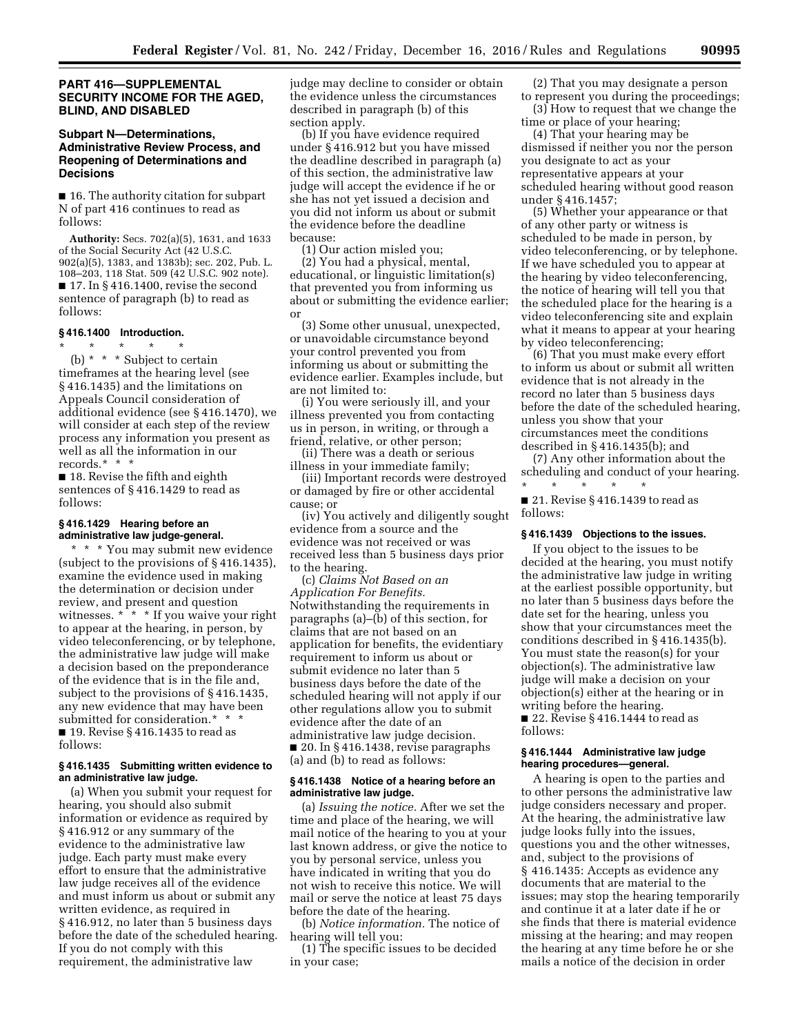## PART 416—SUPPLEMENTAL SECURITY INCOME FOR THE AGED, BLIND, AND DISABLED

### Subpart N—Determinations, Administrative Review Process, and Reopening of Determinations and Decisions

■ 16. The authority citation for subpart N of part 416 continues to read as follows:

**Authority:** Secs. 702(a)(5), 1631, and 1633 of the Social Security Act (42 U.S.C. 902(a)(5), 1383, and 1383b); sec. 202, Pub. L. 108–203, 118 Stat. 509 (42 U.S.C. 902 note).

■ 17. In § 416.1400, revise the second sentence of paragraph (b) to read as follows:

#### § 416.1400 Introduction.

\* \* \* \* \*

(b) \* \* \* Subject to certain timeframes at the hearing level (see § 416.1435) and the limitations on Appeals Council consideration of additional evidence (see § 416.1470), we will consider at each step of the review process any information you present as well as all the information in our records.\* \* \*

■ 18. Revise the fifth and eighth sentences of § 416.1429 to read as follows:

#### § 416.1429 Hearing before an administrative law judge-general.

\* \* \* You may submit new evidence (subject to the provisions of § 416.1435), examine the evidence used in making the determination or decision under review, and present and question witnesses. \* \* \* If you waive your right to appear at the hearing, in person, by video teleconferencing, or by telephone, the administrative law judge will make a decision based on the preponderance of the evidence that is in the file and, subject to the provisions of § 416.1435, any new evidence that may have been submitted for consideration.\* \* \*

■ 19. Revise § 416.1435 to read as follows:

#### § 416.1435 Submitting written evidence to an administrative law judge.

(a) When you submit your request for hearing, you should also submit information or evidence as required by § 416.912 or any summary of the evidence to the administrative law judge. Each party must make every effort to ensure that the administrative law judge receives all of the evidence and must inform us about or submit any written evidence, as required in § 416.912, no later than 5 business days before the date of the scheduled hearing. If you do not comply with this requirement, the administrative law judge may decline to consider or obtain the evidence unless the circumstances described in paragraph (b) of this section apply.

(b) If you have evidence required under § 416.912 but you have missed the deadline described in paragraph (a) of this section, the administrative law judge will accept the evidence if he or she has not yet issued a decision and you did not inform us about or submit the evidence before the deadline because:

(1) Our action misled you;

(2) You had a physical, mental, educational, or linguistic limitation(s) that prevented you from informing us about or submitting the evidence earlier; or

(3) Some other unusual, unexpected, or unavoidable circumstance beyond your control prevented you from informing us about or submitting the evidence earlier. Examples include, but are not limited to:

(i) You were seriously ill, and your illness prevented you from contacting us in person, in writing, or through a friend, relative, or other person;

(ii) There was a death or serious illness in your immediate family;

(iii) Important records were destroyed or damaged by fire or other accidental cause; or

(iv) You actively and diligently sought evidence from a source and the evidence was not received or was received less than 5 business days prior to the hearing.

(c) *Claims Not Based on an Application For Benefits.* Notwithstanding the requirements in paragraphs (a)–(b) of this section, for claims that are not based on an application for benefits, the evidentiary requirement to inform us about or submit evidence no later than 5 business days before the date of the scheduled hearing will not apply if our other regulations allow you to submit evidence after the date of an administrative law judge decision.

■ 20. In § 416.1438, revise paragraphs (a) and (b) to read as follows:

#### § 416.1438 Notice of a hearing before an administrative law judge.

(a) *Issuing the notice.* After we set the time and place of the hearing, we will mail notice of the hearing to you at your last known address, or give the notice to you by personal service, unless you have indicated in writing that you do not wish to receive this notice. We will mail or serve the notice at least 75 days before the date of the hearing.

(b) *Notice information.* The notice of hearing will tell you:

(1) The specific issues to be decided in your case;

(2) That you may designate a person to represent you during the proceedings;

(3) How to request that we change the time or place of your hearing;

(4) That your hearing may be dismissed if neither you nor the person you designate to act as your representative appears at your scheduled hearing without good reason under § 416.1457;

(5) Whether your appearance or that of any other party or witness is scheduled to be made in person, by video teleconferencing, or by telephone. If we have scheduled you to appear at the hearing by video teleconferencing, the notice of hearing will tell you that the scheduled place for the hearing is a video teleconferencing site and explain what it means to appear at your hearing by video teleconferencing;

(6) That you must make every effort to inform us about or submit all written evidence that is not already in the record no later than 5 business days before the date of the scheduled hearing, unless you show that your circumstances meet the conditions described in § 416.1435(b); and

(7) Any other information about the scheduling and conduct of your hearing.

\* \* \* \* \*

■ 21. Revise § 416.1439 to read as follows:

#### § 416.1439 Objections to the issues.

If you object to the issues to be decided at the hearing, you must notify the administrative law judge in writing at the earliest possible opportunity, but no later than 5 business days before the date set for the hearing, unless you show that your circumstances meet the conditions described in § 416.1435(b). You must state the reason(s) for your objection(s). The administrative law judge will make a decision on your objection(s) either at the hearing or in writing before the hearing.

■ 22. Revise § 416.1444 to read as follows:

#### § 416.1444 Administrative law judge hearing procedures—general.

A hearing is open to the parties and to other persons the administrative law judge considers necessary and proper. At the hearing, the administrative law judge looks fully into the issues, questions you and the other witnesses, and, subject to the provisions of § 416.1435: Accepts as evidence any documents that are material to the issues; may stop the hearing temporarily and continue it at a later date if he or she finds that there is material evidence missing at the hearing; and may reopen the hearing at any time before he or she mails a notice of the decision in order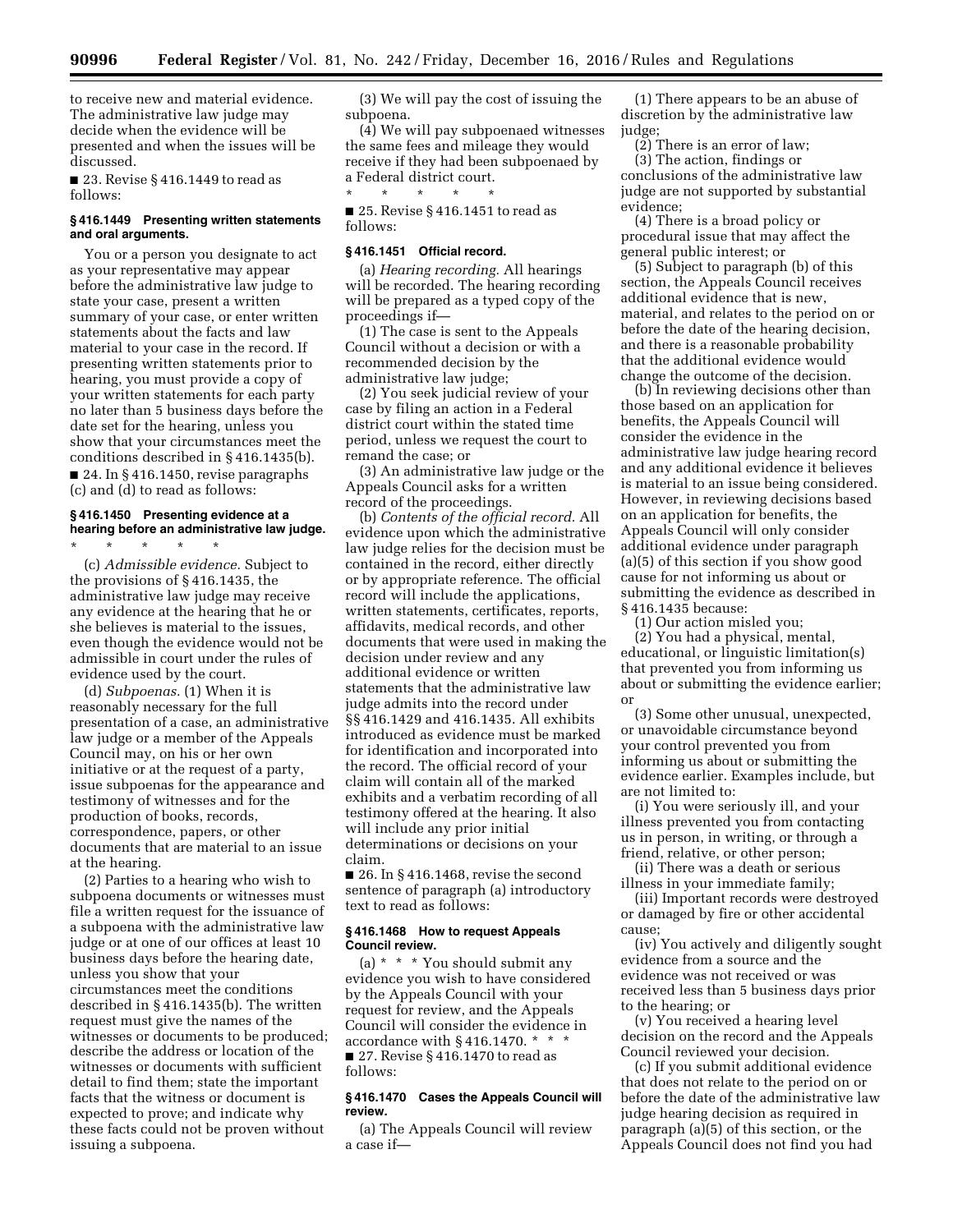to receive new and material evidence. The administrative law judge may decide when the evidence will be presented and when the issues will be discussed.

■ 23. Revise § 416.1449 to read as follows:

### § 416.1449 Presenting written statements and oral arguments.

You or a person you designate to act as your representative may appear before the administrative law judge to state your case, present a written summary of your case, or enter written statements about the facts and law material to your case in the record. If presenting written statements prior to hearing, you must provide a copy of your written statements for each party no later than 5 business days before the date set for the hearing, unless you show that your circumstances meet the conditions described in § 416.1435(b).

■ 24. In § 416.1450, revise paragraphs (c) and (d) to read as follows:

### § 416.1450 Presenting evidence at a hearing before an administrative law judge.

\* \* \* \* \*

(c) *Admissible evidence.* Subject to the provisions of § 416.1435, the administrative law judge may receive any evidence at the hearing that he or she believes is material to the issues, even though the evidence would not be admissible in court under the rules of evidence used by the court.

(d) *Subpoenas.* (1) When it is reasonably necessary for the full presentation of a case, an administrative law judge or a member of the Appeals Council may, on his or her own initiative or at the request of a party, issue subpoenas for the appearance and testimony of witnesses and for the production of books, records, correspondence, papers, or other documents that are material to an issue at the hearing.

(2) Parties to a hearing who wish to subpoena documents or witnesses must file a written request for the issuance of a subpoena with the administrative law judge or at one of our offices at least 10 business days before the hearing date, unless you show that your circumstances meet the conditions described in § 416.1435(b). The written request must give the names of the witnesses or documents to be produced; describe the address or location of the witnesses or documents with sufficient detail to find them; state the important facts that the witness or document is expected to prove; and indicate why these facts could not be proven without issuing a subpoena.

(3) We will pay the cost of issuing the subpoena.

(4) We will pay subpoenaed witnesses the same fees and mileage they would receive if they had been subpoenaed by a Federal district court.

\* \* \* \* \*

■ 25. Revise § 416.1451 to read as follows:

### § 416.1451 Official record.

(a) *Hearing recording.* All hearings will be recorded. The hearing recording will be prepared as a typed copy of the proceedings if—

(1) The case is sent to the Appeals Council without a decision or with a recommended decision by the administrative law judge;

(2) You seek judicial review of your case by filing an action in a Federal district court within the stated time period, unless we request the court to remand the case; or

(3) An administrative law judge or the Appeals Council asks for a written record of the proceedings.

(b) *Contents of the official record.* All evidence upon which the administrative law judge relies for the decision must be contained in the record, either directly or by appropriate reference. The official record will include the applications, written statements, certificates, reports, affidavits, medical records, and other documents that were used in making the decision under review and any additional evidence or written statements that the administrative law judge admits into the record under §§ 416.1429 and 416.1435. All exhibits introduced as evidence must be marked for identification and incorporated into the record. The official record of your claim will contain all of the marked exhibits and a verbatim recording of all testimony offered at the hearing. It also will include any prior initial determinations or decisions on your claim.

■ 26. In § 416.1468, revise the second sentence of paragraph (a) introductory text to read as follows:

### § 416.1468 How to request Appeals Council review.

(a) \* \* \* You should submit any evidence you wish to have considered by the Appeals Council with your request for review, and the Appeals Council will consider the evidence in accordance with § 416.1470. \* \* \*

■ 27. Revise § 416.1470 to read as follows:

### § 416.1470 Cases the Appeals Council will review.

(a) The Appeals Council will review a case if—

(1) There appears to be an abuse of discretion by the administrative law judge;

(2) There is an error of law;

(3) The action, findings or conclusions of the administrative law judge are not supported by substantial evidence;

(4) There is a broad policy or procedural issue that may affect the general public interest; or

(5) Subject to paragraph (b) of this section, the Appeals Council receives additional evidence that is new, material, and relates to the period on or before the date of the hearing decision, and there is a reasonable probability that the additional evidence would change the outcome of the decision.

(b) In reviewing decisions other than those based on an application for benefits, the Appeals Council will consider the evidence in the administrative law judge hearing record and any additional evidence it believes is material to an issue being considered. However, in reviewing decisions based on an application for benefits, the Appeals Council will only consider additional evidence under paragraph (a)(5) of this section if you show good cause for not informing us about or submitting the evidence as described in § 416.1435 because:

(1) Our action misled you;

(2) You had a physical, mental, educational, or linguistic limitation(s) that prevented you from informing us about or submitting the evidence earlier; or

(3) Some other unusual, unexpected, or unavoidable circumstance beyond your control prevented you from informing us about or submitting the evidence earlier. Examples include, but are not limited to:

(i) You were seriously ill, and your illness prevented you from contacting us in person, in writing, or through a friend, relative, or other person;

(ii) There was a death or serious illness in your immediate family;

(iii) Important records were destroyed or damaged by fire or other accidental cause;

(iv) You actively and diligently sought evidence from a source and the evidence was not received or was received less than 5 business days prior to the hearing; or

(v) You received a hearing level decision on the record and the Appeals Council reviewed your decision.

(c) If you submit additional evidence that does not relate to the period on or before the date of the administrative law judge hearing decision as required in paragraph (a)(5) of this section, or the Appeals Council does not find you had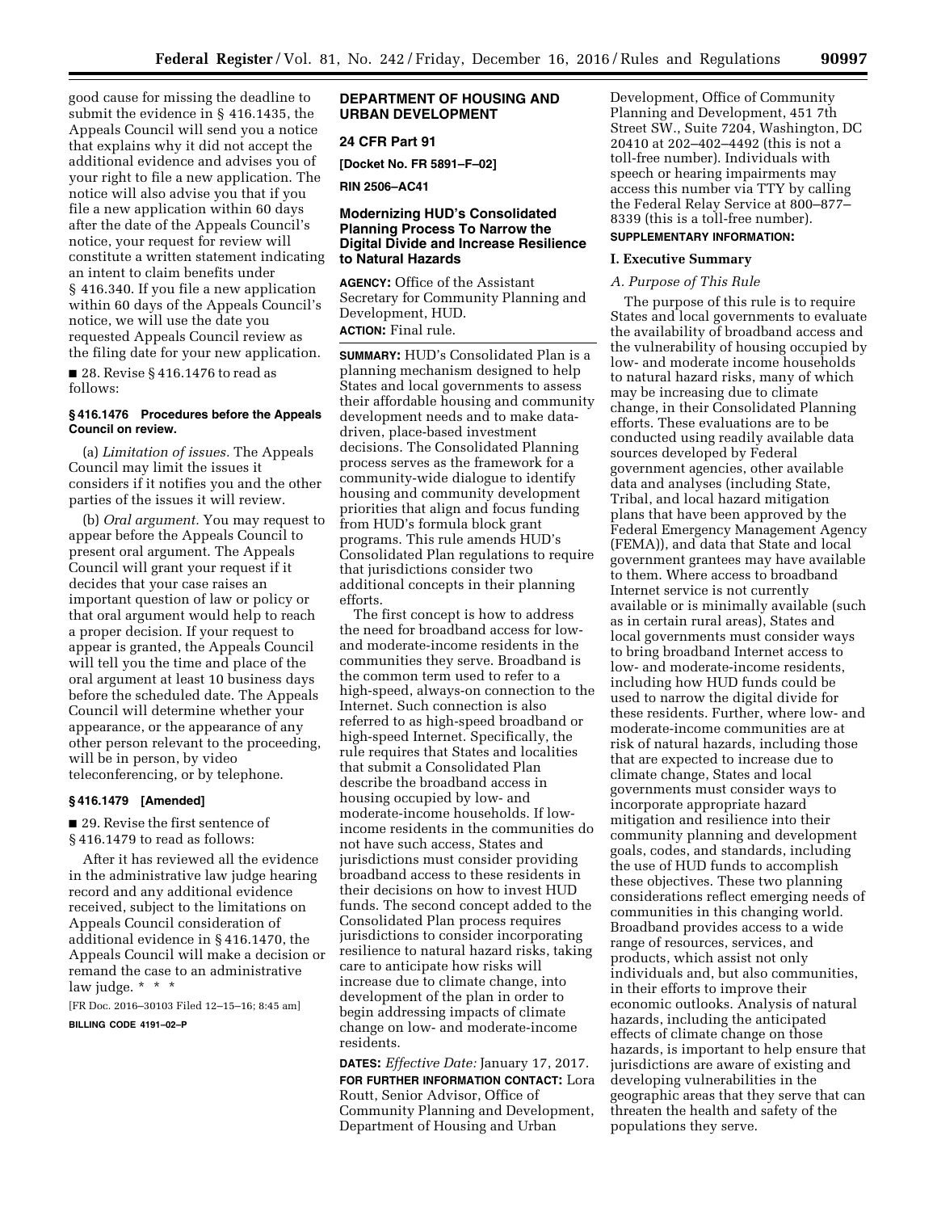good cause for missing the deadline to submit the evidence in § 416.1435, the Appeals Council will send you a notice that explains why it did not accept the additional evidence and advises you of your right to file a new application. The notice will also advise you that if you file a new application within 60 days after the date of the Appeals Council's notice, your request for review will constitute a written statement indicating an intent to claim benefits under § 416.340. If you file a new application within 60 days of the Appeals Council's notice, we will use the date you requested Appeals Council review as the filing date for your new application.

■ 28. Revise § 416.1476 to read as follows:

**§ 416.1476 Procedures before the Appeals Council on review.**

(a) *Limitation of issues.* The Appeals Council may limit the issues it considers if it notifies you and the other parties of the issues it will review.

(b) *Oral argument.* You may request to appear before the Appeals Council to present oral argument. The Appeals Council will grant your request if it decides that your case raises an important question of law or policy or that oral argument would help to reach a proper decision. If your request to appear is granted, the Appeals Council will tell you the time and place of the oral argument at least 10 business days before the scheduled date. The Appeals Council will determine whether your appearance, or the appearance of any other person relevant to the proceeding, will be in person, by video teleconferencing, or by telephone.

**§ 416.1479 [Amended]**

■ 29. Revise the first sentence of § 416.1479 to read as follows:

After it has reviewed all the evidence in the administrative law judge hearing record and any additional evidence received, subject to the limitations on Appeals Council consideration of additional evidence in § 416.1470, the Appeals Council will make a decision or remand the case to an administrative law judge. * * *

[FR Doc. 2016–30103 Filed 12–15–16; 8:45 am]

**BILLING CODE 4191–02–P**

## DEPARTMENT OF HOUSING AND URBAN DEVELOPMENT

### 24 CFR Part 91

**[Docket No. FR 5891–F–02]**

**RIN 2506–AC41**

### Modernizing HUD's Consolidated Planning Process To Narrow the Digital Divide and Increase Resilience to Natural Hazards

**AGENCY:** Office of the Assistant Secretary for Community Planning and Development, HUD.

**ACTION:** Final rule.

**SUMMARY:** HUD's Consolidated Plan is a planning mechanism designed to help States and local governments to assess their affordable housing and community development needs and to make data-driven, place-based investment decisions. The Consolidated Planning process serves as the framework for a community-wide dialogue to identify housing and community development priorities that align and focus funding from HUD's formula block grant programs. This rule amends HUD's Consolidated Plan regulations to require that jurisdictions consider two additional concepts in their planning efforts.

The first concept is how to address the need for broadband access for low- and moderate-income residents in the communities they serve. Broadband is the common term used to refer to a high-speed, always-on connection to the Internet. Such connection is also referred to as high-speed broadband or high-speed Internet. Specifically, the rule requires that States and localities that submit a Consolidated Plan describe the broadband access in housing occupied by low- and moderate-income households. If low-income residents in the communities do not have such access, States and jurisdictions must consider providing broadband access to these residents in their decisions on how to invest HUD funds. The second concept added to the Consolidated Plan process requires jurisdictions to consider incorporating resilience to natural hazard risks, taking care to anticipate how risks will increase due to climate change, into development of the plan in order to begin addressing impacts of climate change on low- and moderate-income residents.

**DATES:** *Effective Date:* January 17, 2017.

**FOR FURTHER INFORMATION CONTACT:** Lora Routt, Senior Advisor, Office of Community Planning and Development, Department of Housing and Urban Development, Office of Community Planning and Development, 451 7th Street SW., Suite 7204, Washington, DC 20410 at 202–402–4492 (this is not a toll-free number). Individuals with speech or hearing impairments may access this number via TTY by calling the Federal Relay Service at 800–877–8339 (this is a toll-free number).

**SUPPLEMENTARY INFORMATION:**

#### I. Executive Summary

*A. Purpose of This Rule*

The purpose of this rule is to require States and local governments to evaluate the availability of broadband access and the vulnerability of housing occupied by low- and moderate income households to natural hazard risks, many of which may be increasing due to climate change, in their Consolidated Planning efforts. These evaluations are to be conducted using readily available data sources developed by Federal government agencies, other available data and analyses (including State, Tribal, and local hazard mitigation plans that have been approved by the Federal Emergency Management Agency (FEMA)), and data that State and local government grantees may have available to them. Where access to broadband Internet service is not currently available or is minimally available (such as in certain rural areas), States and local governments must consider ways to bring broadband Internet access to low- and moderate-income residents, including how HUD funds could be used to narrow the digital divide for these residents. Further, where low- and moderate-income communities are at risk of natural hazards, including those that are expected to increase due to climate change, States and local governments must consider ways to incorporate appropriate hazard mitigation and resilience into their community planning and development goals, codes, and standards, including the use of HUD funds to accomplish these objectives. These two planning considerations reflect emerging needs of communities in this changing world. Broadband provides access to a wide range of resources, services, and products, which assist not only individuals and, but also communities, in their efforts to improve their economic outlooks. Analysis of natural hazards, including the anticipated effects of climate change on those hazards, is important to help ensure that jurisdictions are aware of existing and developing vulnerabilities in the geographic areas that they serve that can threaten the health and safety of the populations they serve.